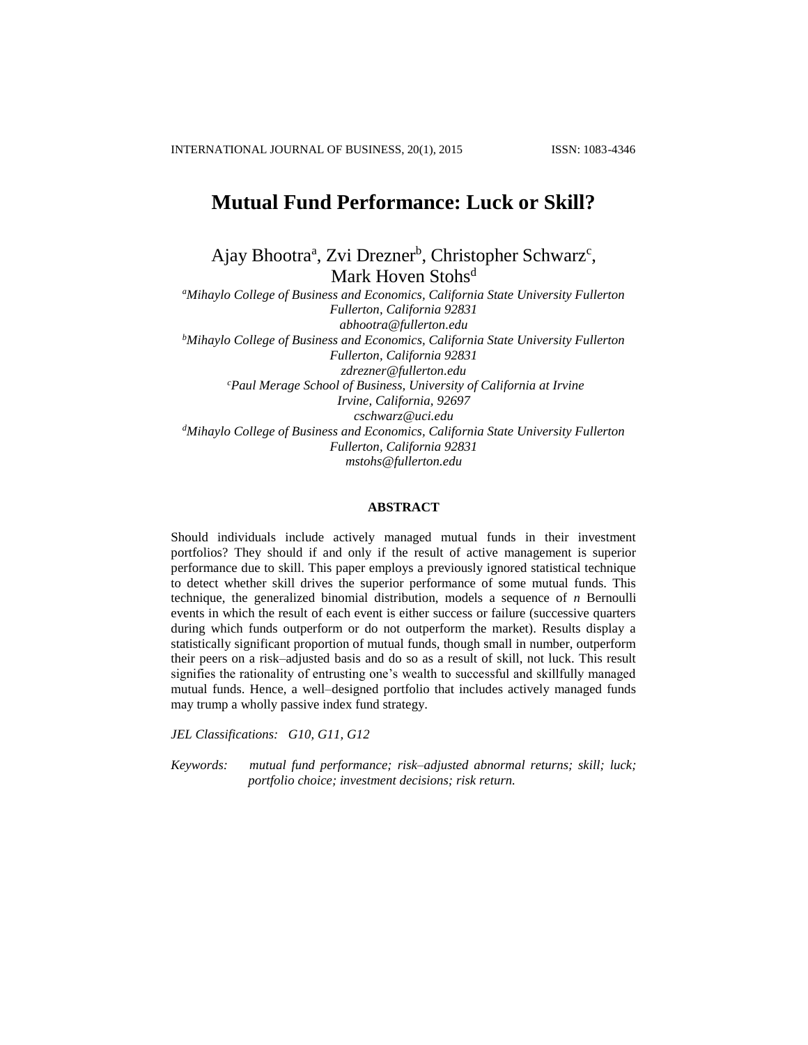# Mutual Fund Performance: Luck or Skill?

Ajay Bhootra[a], Zvi Drezner[b], Christopher Schwarz[c], Mark Hoven Stohs[d]

[a]*Mihaylo College of Business and Economics, California State University Fullerton Fullerton, California 92831*
*abhootra@fullerton.edu*

[b]*Mihaylo College of Business and Economics, California State University Fullerton Fullerton, California 92831*
*zdrezner@fullerton.edu*

[c]*Paul Merage School of Business, University of California at Irvine Irvine, California, 92697*
*cschwarz@uci.edu*

[d]*Mihaylo College of Business and Economics, California State University Fullerton Fullerton, California 92831*
*mstohs@fullerton.edu*

**ABSTRACT**

Should individuals include actively managed mutual funds in their investment portfolios? They should if and only if the result of active management is superior performance due to skill. This paper employs a previously ignored statistical technique to detect whether skill drives the superior performance of some mutual funds. This technique, the generalized binomial distribution, models a sequence of *n* Bernoulli events in which the result of each event is either success or failure (successive quarters during which funds outperform or do not outperform the market). Results display a statistically significant proportion of mutual funds, though small in number, outperform their peers on a risk–adjusted basis and do so as a result of skill, not luck. This result signifies the rationality of entrusting one's wealth to successful and skillfully managed mutual funds. Hence, a well–designed portfolio that includes actively managed funds may trump a wholly passive index fund strategy.

*JEL Classifications:* *G10, G11, G12*

*Keywords:* *mutual fund performance; risk–adjusted abnormal returns; skill; luck; portfolio choice; investment decisions; risk return.*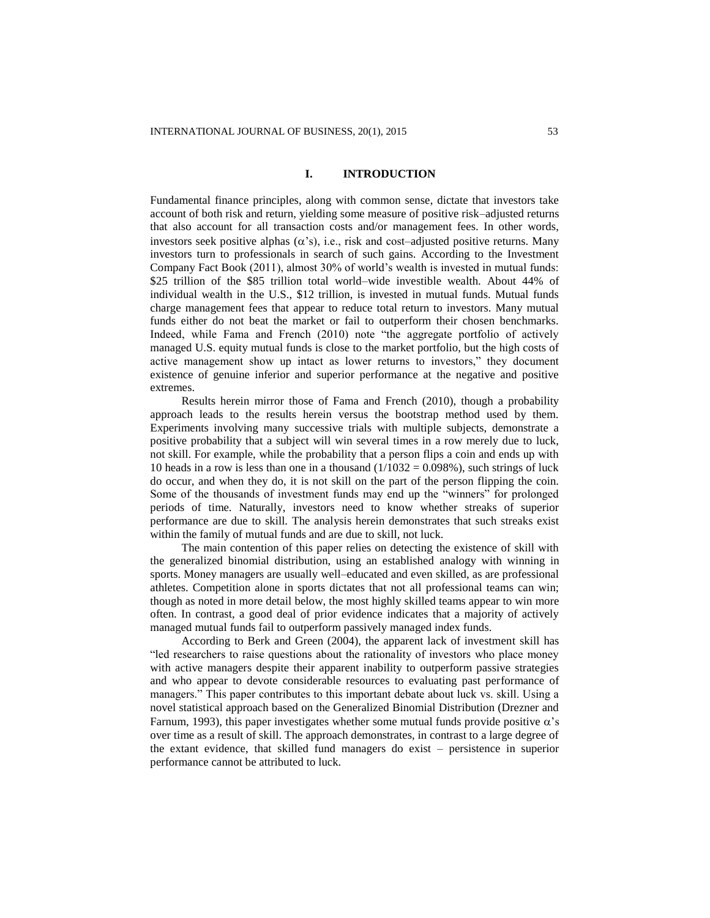# I. INTRODUCTION

Fundamental finance principles, along with common sense, dictate that investors take account of both risk and return, yielding some measure of positive risk–adjusted returns that also account for all transaction costs and/or management fees. In other words, investors seek positive alphas ($\alpha$'s), i.e., risk and cost–adjusted positive returns. Many investors turn to professionals in search of such gains. According to the Investment Company Fact Book (2011), almost 30% of world's wealth is invested in mutual funds: \$25 trillion of the \$85 trillion total world–wide investible wealth. About 44% of individual wealth in the U.S., \$12 trillion, is invested in mutual funds. Mutual funds charge management fees that appear to reduce total return to investors. Many mutual funds either do not beat the market or fail to outperform their chosen benchmarks. Indeed, while Fama and French (2010) note "the aggregate portfolio of actively managed U.S. equity mutual funds is close to the market portfolio, but the high costs of active management show up intact as lower returns to investors," they document existence of genuine inferior and superior performance at the negative and positive extremes.

Results herein mirror those of Fama and French (2010), though a probability approach leads to the results herein versus the bootstrap method used by them. Experiments involving many successive trials with multiple subjects, demonstrate a positive probability that a subject will win several times in a row merely due to luck, not skill. For example, while the probability that a person flips a coin and ends up with 10 heads in a row is less than one in a thousand (1/1032 = 0.098%), such strings of luck do occur, and when they do, it is not skill on the part of the person flipping the coin. Some of the thousands of investment funds may end up the "winners" for prolonged periods of time. Naturally, investors need to know whether streaks of superior performance are due to skill. The analysis herein demonstrates that such streaks exist within the family of mutual funds and are due to skill, not luck.

The main contention of this paper relies on detecting the existence of skill with the generalized binomial distribution, using an established analogy with winning in sports. Money managers are usually well–educated and even skilled, as are professional athletes. Competition alone in sports dictates that not all professional teams can win; though as noted in more detail below, the most highly skilled teams appear to win more often. In contrast, a good deal of prior evidence indicates that a majority of actively managed mutual funds fail to outperform passively managed index funds.

According to Berk and Green (2004), the apparent lack of investment skill has "led researchers to raise questions about the rationality of investors who place money with active managers despite their apparent inability to outperform passive strategies and who appear to devote considerable resources to evaluating past performance of managers." This paper contributes to this important debate about luck vs. skill. Using a novel statistical approach based on the Generalized Binomial Distribution (Drezner and Farnum, 1993), this paper investigates whether some mutual funds provide positive $\alpha$'s over time as a result of skill. The approach demonstrates, in contrast to a large degree of the extant evidence, that skilled fund managers do exist – persistence in superior performance cannot be attributed to luck.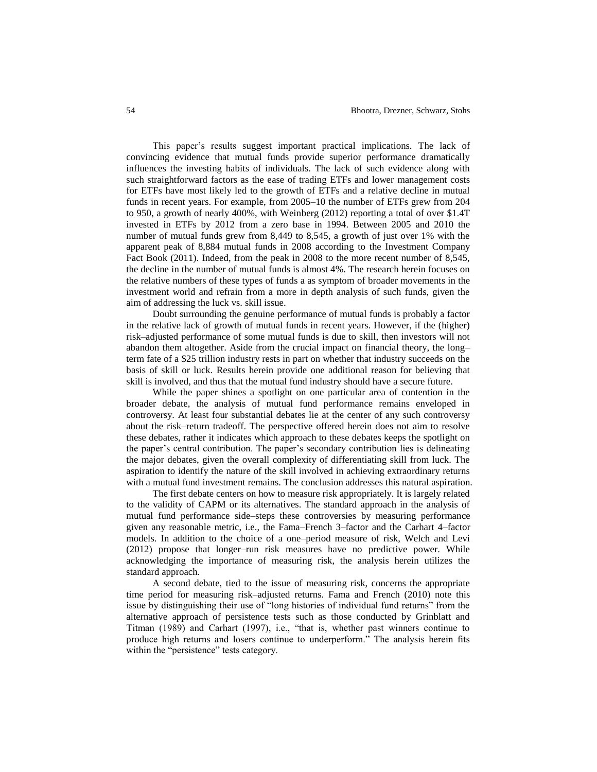This paper's results suggest important practical implications. The lack of convincing evidence that mutual funds provide superior performance dramatically influences the investing habits of individuals. The lack of such evidence along with such straightforward factors as the ease of trading ETFs and lower management costs for ETFs have most likely led to the growth of ETFs and a relative decline in mutual funds in recent years. For example, from 2005–10 the number of ETFs grew from 204 to 950, a growth of nearly 400%, with Weinberg (2012) reporting a total of over $1.4T invested in ETFs by 2012 from a zero base in 1994. Between 2005 and 2010 the number of mutual funds grew from 8,449 to 8,545, a growth of just over 1% with the apparent peak of 8,884 mutual funds in 2008 according to the Investment Company Fact Book (2011). Indeed, from the peak in 2008 to the more recent number of 8,545, the decline in the number of mutual funds is almost 4%. The research herein focuses on the relative numbers of these types of funds a as symptom of broader movements in the investment world and refrain from a more in depth analysis of such funds, given the aim of addressing the luck vs. skill issue.

Doubt surrounding the genuine performance of mutual funds is probably a factor in the relative lack of growth of mutual funds in recent years. However, if the (higher) risk–adjusted performance of some mutual funds is due to skill, then investors will not abandon them altogether. Aside from the crucial impact on financial theory, the long–term fate of a $25 trillion industry rests in part on whether that industry succeeds on the basis of skill or luck. Results herein provide one additional reason for believing that skill is involved, and thus that the mutual fund industry should have a secure future.

While the paper shines a spotlight on one particular area of contention in the broader debate, the analysis of mutual fund performance remains enveloped in controversy. At least four substantial debates lie at the center of any such controversy about the risk–return tradeoff. The perspective offered herein does not aim to resolve these debates, rather it indicates which approach to these debates keeps the spotlight on the paper's central contribution. The paper's secondary contribution lies is delineating the major debates, given the overall complexity of differentiating skill from luck. The aspiration to identify the nature of the skill involved in achieving extraordinary returns with a mutual fund investment remains. The conclusion addresses this natural aspiration.

The first debate centers on how to measure risk appropriately. It is largely related to the validity of CAPM or its alternatives. The standard approach in the analysis of mutual fund performance side–steps these controversies by measuring performance given any reasonable metric, i.e., the Fama–French 3–factor and the Carhart 4–factor models. In addition to the choice of a one–period measure of risk, Welch and Levi (2012) propose that longer–run risk measures have no predictive power. While acknowledging the importance of measuring risk, the analysis herein utilizes the standard approach.

A second debate, tied to the issue of measuring risk, concerns the appropriate time period for measuring risk–adjusted returns. Fama and French (2010) note this issue by distinguishing their use of "long histories of individual fund returns" from the alternative approach of persistence tests such as those conducted by Grinblatt and Titman (1989) and Carhart (1997), i.e., "that is, whether past winners continue to produce high returns and losers continue to underperform." The analysis herein fits within the "persistence" tests category.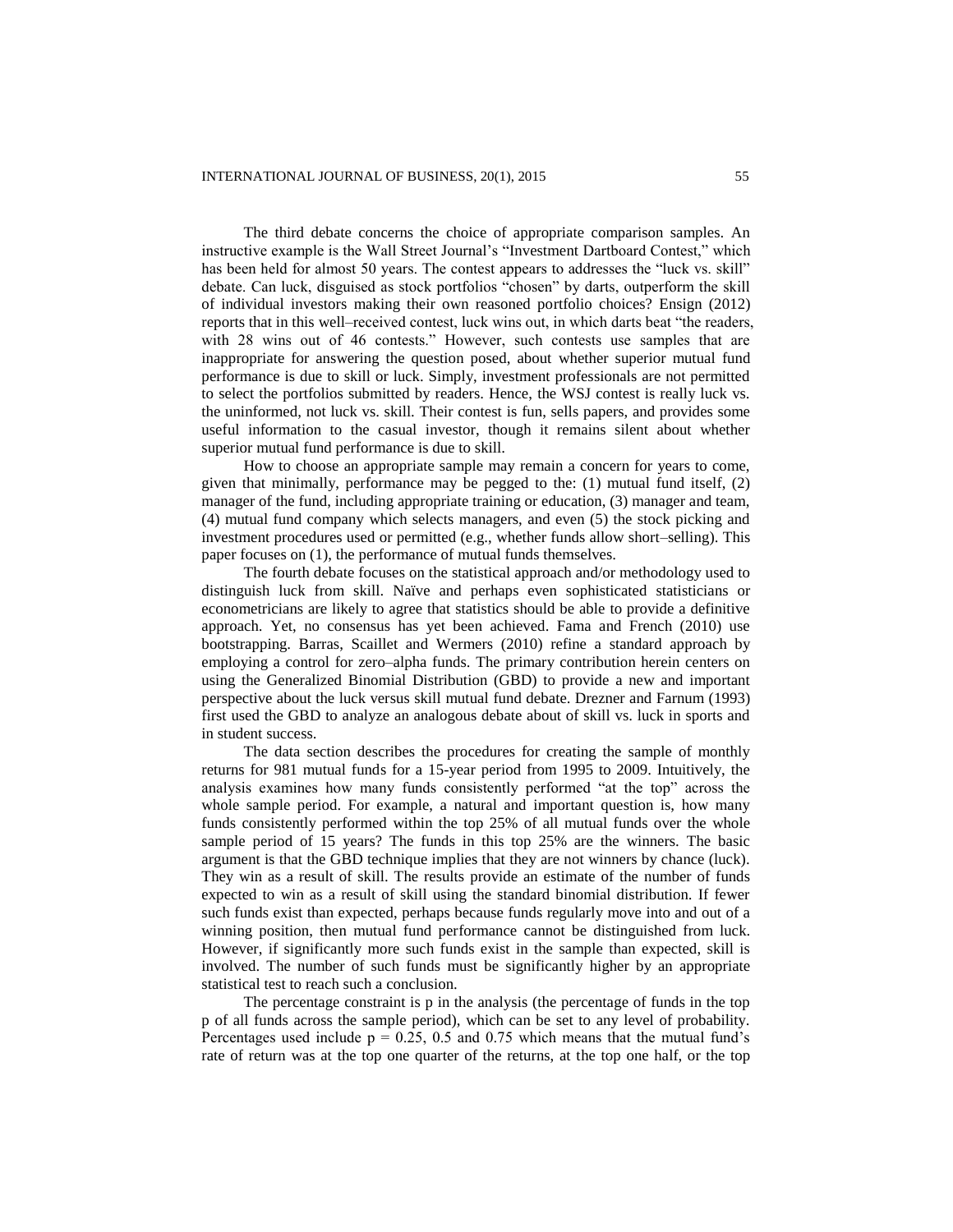The third debate concerns the choice of appropriate comparison samples. An instructive example is the Wall Street Journal's "Investment Dartboard Contest," which has been held for almost 50 years. The contest appears to addresses the "luck vs. skill" debate. Can luck, disguised as stock portfolios "chosen" by darts, outperform the skill of individual investors making their own reasoned portfolio choices? Ensign (2012) reports that in this well–received contest, luck wins out, in which darts beat "the readers, with 28 wins out of 46 contests." However, such contests use samples that are inappropriate for answering the question posed, about whether superior mutual fund performance is due to skill or luck. Simply, investment professionals are not permitted to select the portfolios submitted by readers. Hence, the WSJ contest is really luck vs. the uninformed, not luck vs. skill. Their contest is fun, sells papers, and provides some useful information to the casual investor, though it remains silent about whether superior mutual fund performance is due to skill.

How to choose an appropriate sample may remain a concern for years to come, given that minimally, performance may be pegged to the: (1) mutual fund itself, (2) manager of the fund, including appropriate training or education, (3) manager and team, (4) mutual fund company which selects managers, and even (5) the stock picking and investment procedures used or permitted (e.g., whether funds allow short–selling). This paper focuses on (1), the performance of mutual funds themselves.

The fourth debate focuses on the statistical approach and/or methodology used to distinguish luck from skill. Naïve and perhaps even sophisticated statisticians or econometricians are likely to agree that statistics should be able to provide a definitive approach. Yet, no consensus has yet been achieved. Fama and French (2010) use bootstrapping. Barras, Scaillet and Wermers (2010) refine a standard approach by employing a control for zero–alpha funds. The primary contribution herein centers on using the Generalized Binomial Distribution (GBD) to provide a new and important perspective about the luck versus skill mutual fund debate. Drezner and Farnum (1993) first used the GBD to analyze an analogous debate about of skill vs. luck in sports and in student success.

The data section describes the procedures for creating the sample of monthly returns for 981 mutual funds for a 15-year period from 1995 to 2009. Intuitively, the analysis examines how many funds consistently performed "at the top" across the whole sample period. For example, a natural and important question is, how many funds consistently performed within the top 25% of all mutual funds over the whole sample period of 15 years? The funds in this top 25% are the winners. The basic argument is that the GBD technique implies that they are not winners by chance (luck). They win as a result of skill. The results provide an estimate of the number of funds expected to win as a result of skill using the standard binomial distribution. If fewer such funds exist than expected, perhaps because funds regularly move into and out of a winning position, then mutual fund performance cannot be distinguished from luck. However, if significantly more such funds exist in the sample than expected, skill is involved. The number of such funds must be significantly higher by an appropriate statistical test to reach such a conclusion.

The percentage constraint is p in the analysis (the percentage of funds in the top p of all funds across the sample period), which can be set to any level of probability. Percentages used include $p = 0.25$, 0.5 and 0.75 which means that the mutual fund's rate of return was at the top one quarter of the returns, at the top one half, or the top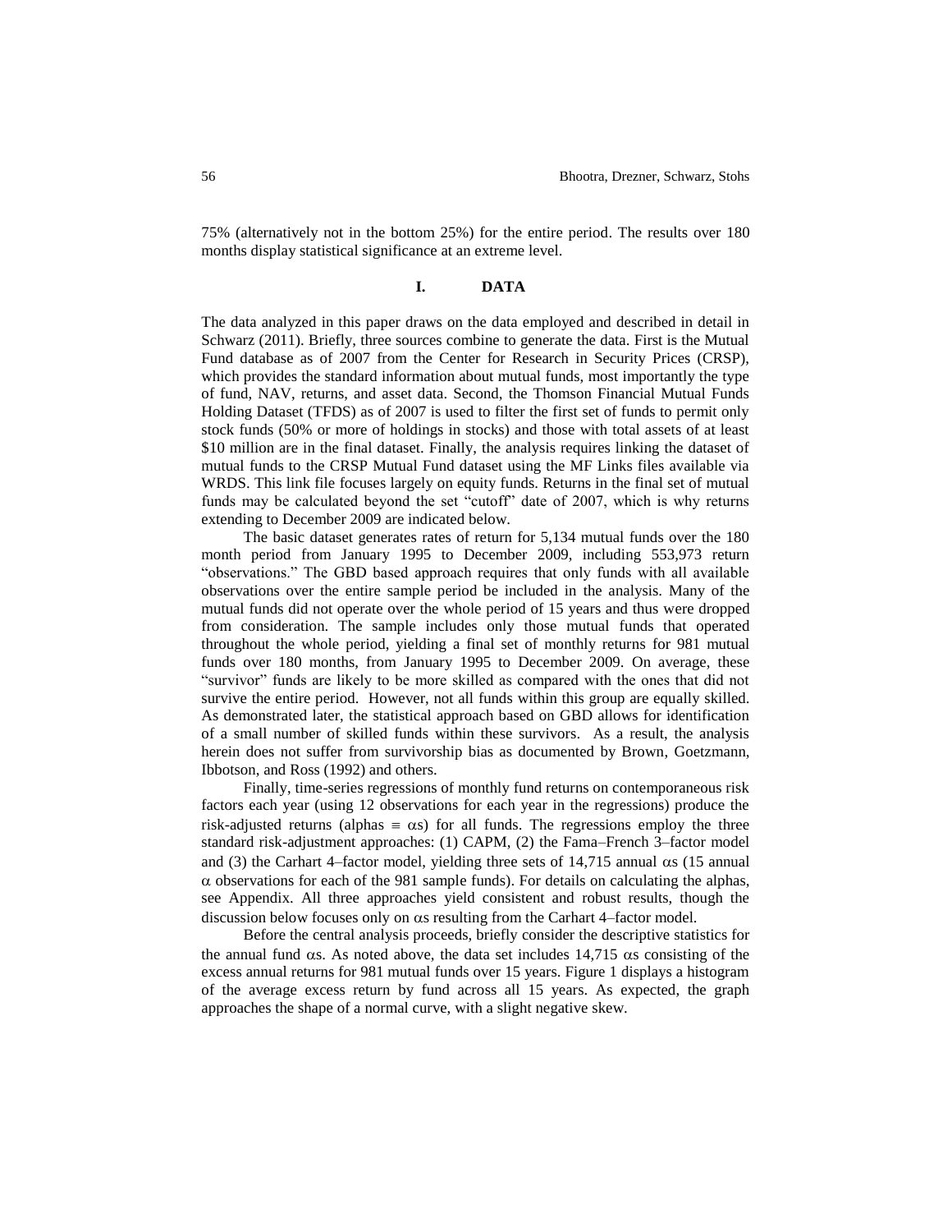75% (alternatively not in the bottom 25%) for the entire period. The results over 180 months display statistical significance at an extreme level.

## I. DATA

The data analyzed in this paper draws on the data employed and described in detail in Schwarz (2011). Briefly, three sources combine to generate the data. First is the Mutual Fund database as of 2007 from the Center for Research in Security Prices (CRSP), which provides the standard information about mutual funds, most importantly the type of fund, NAV, returns, and asset data. Second, the Thomson Financial Mutual Funds Holding Dataset (TFDS) as of 2007 is used to filter the first set of funds to permit only stock funds (50% or more of holdings in stocks) and those with total assets of at least \$10 million are in the final dataset. Finally, the analysis requires linking the dataset of mutual funds to the CRSP Mutual Fund dataset using the MF Links files available via WRDS. This link file focuses largely on equity funds. Returns in the final set of mutual funds may be calculated beyond the set "cutoff" date of 2007, which is why returns extending to December 2009 are indicated below.

The basic dataset generates rates of return for 5,134 mutual funds over the 180 month period from January 1995 to December 2009, including 553,973 return "observations." The GBD based approach requires that only funds with all available observations over the entire sample period be included in the analysis. Many of the mutual funds did not operate over the whole period of 15 years and thus were dropped from consideration. The sample includes only those mutual funds that operated throughout the whole period, yielding a final set of monthly returns for 981 mutual funds over 180 months, from January 1995 to December 2009. On average, these "survivor" funds are likely to be more skilled as compared with the ones that did not survive the entire period. However, not all funds within this group are equally skilled. As demonstrated later, the statistical approach based on GBD allows for identification of a small number of skilled funds within these survivors. As a result, the analysis herein does not suffer from survivorship bias as documented by Brown, Goetzmann, Ibbotson, and Ross (1992) and others.

Finally, time-series regressions of monthly fund returns on contemporaneous risk factors each year (using 12 observations for each year in the regressions) produce the risk-adjusted returns (alphas $\equiv \alpha$s) for all funds. The regressions employ the three standard risk-adjustment approaches: (1) CAPM, (2) the Fama–French 3–factor model and (3) the Carhart 4–factor model, yielding three sets of 14,715 annual $\alpha$s (15 annual $\alpha$ observations for each of the 981 sample funds). For details on calculating the alphas, see Appendix. All three approaches yield consistent and robust results, though the discussion below focuses only on $\alpha$s resulting from the Carhart 4–factor model.

Before the central analysis proceeds, briefly consider the descriptive statistics for the annual fund $\alpha$s. As noted above, the data set includes 14,715 $\alpha$s consisting of the excess annual returns for 981 mutual funds over 15 years. Figure 1 displays a histogram of the average excess return by fund across all 15 years. As expected, the graph approaches the shape of a normal curve, with a slight negative skew.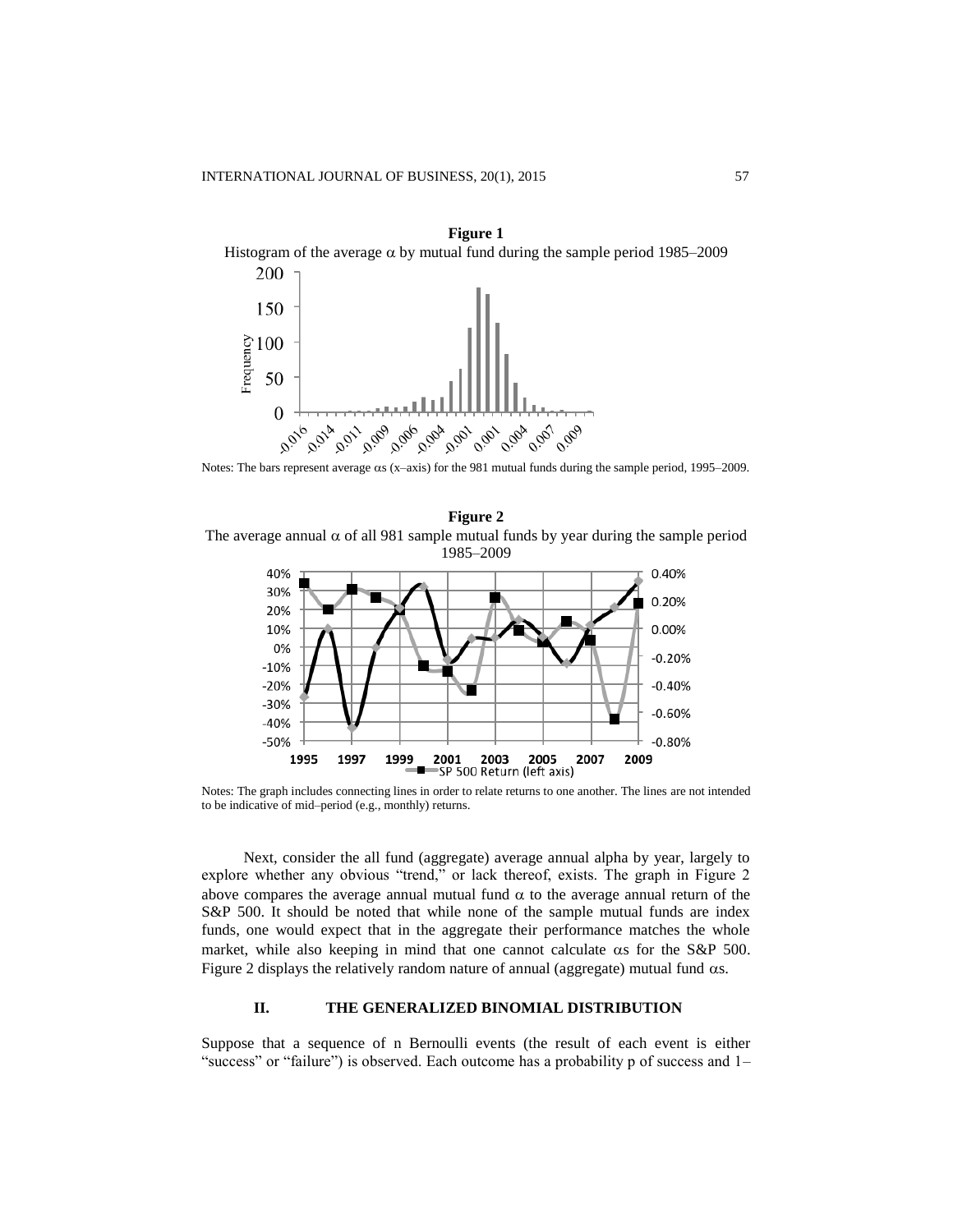**Figure 1**

Histogram of the average $\alpha$ by mutual fund during the sample period 1985–2009

Notes: The bars represent average $\alpha$s (x–axis) for the 981 mutual funds during the sample period, 1995–2009.

**Figure 2**

The average annual $\alpha$ of all 981 sample mutual funds by year during the sample period 1985–2009

Notes: The graph includes connecting lines in order to relate returns to one another. The lines are not intended to be indicative of mid–period (e.g., monthly) returns.

Next, consider the all fund (aggregate) average annual alpha by year, largely to explore whether any obvious "trend," or lack thereof, exists. The graph in Figure 2 above compares the average annual mutual fund $\alpha$ to the average annual return of the S&P 500. It should be noted that while none of the sample mutual funds are index funds, one would expect that in the aggregate their performance matches the whole market, while also keeping in mind that one cannot calculate $\alpha$s for the S&P 500. Figure 2 displays the relatively random nature of annual (aggregate) mutual fund $\alpha$s.

## II. THE GENERALIZED BINOMIAL DISTRIBUTION

Suppose that a sequence of n Bernoulli events (the result of each event is either "success" or "failure") is observed. Each outcome has a probability p of success and 1–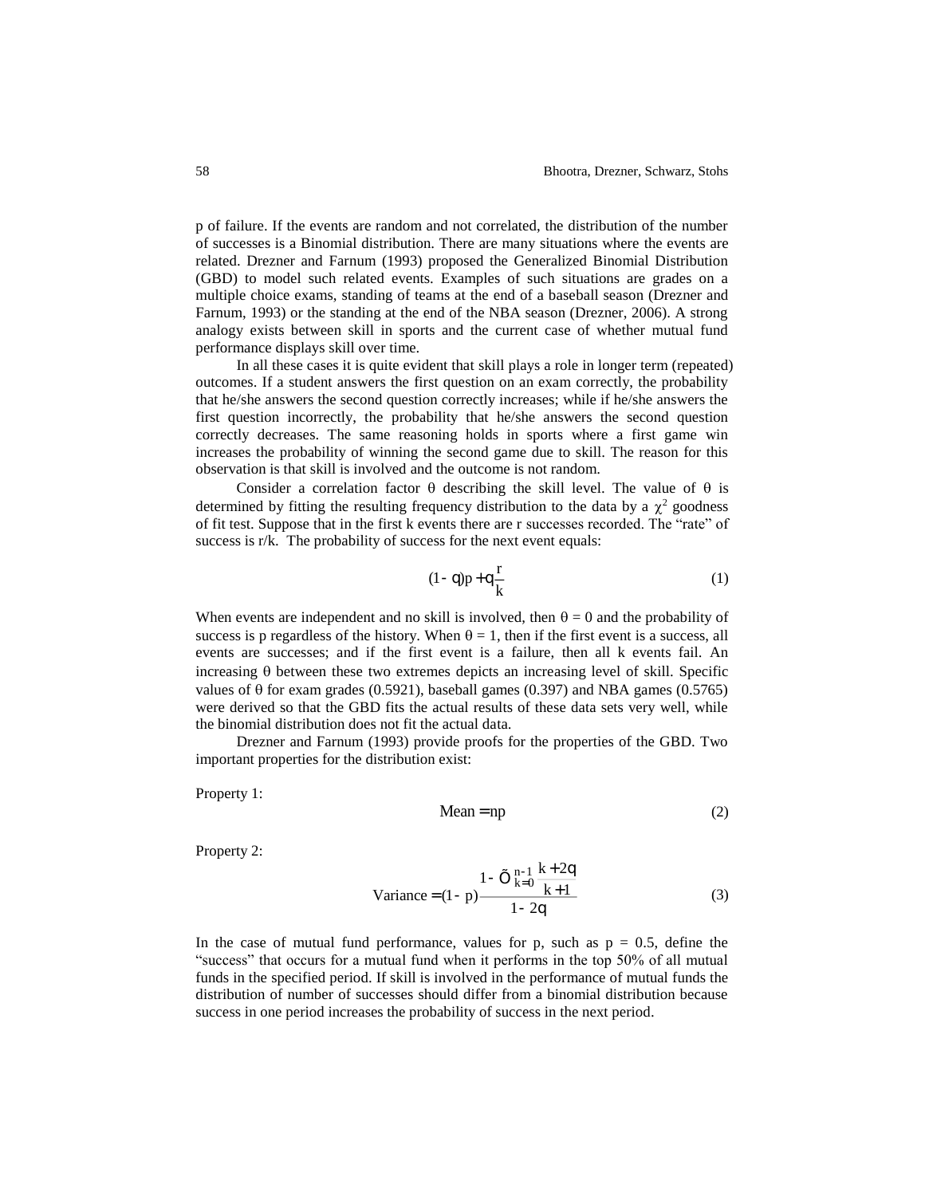p of failure. If the events are random and not correlated, the distribution of the number of successes is a Binomial distribution. There are many situations where the events are related. Drezner and Farnum (1993) proposed the Generalized Binomial Distribution (GBD) to model such related events. Examples of such situations are grades on a multiple choice exams, standing of teams at the end of a baseball season (Drezner and Farnum, 1993) or the standing at the end of the NBA season (Drezner, 2006). A strong analogy exists between skill in sports and the current case of whether mutual fund performance displays skill over time.

In all these cases it is quite evident that skill plays a role in longer term (repeated) outcomes. If a student answers the first question on an exam correctly, the probability that he/she answers the second question correctly increases; while if he/she answers the first question incorrectly, the probability that he/she answers the second question correctly decreases. The same reasoning holds in sports where a first game win increases the probability of winning the second game due to skill. The reason for this observation is that skill is involved and the outcome is not random.

Consider a correlation factor θ describing the skill level. The value of θ is determined by fitting the resulting frequency distribution to the data by a $\chi^2$ goodness of fit test. Suppose that in the first k events there are r successes recorded. The "rate" of success is r/k. The probability of success for the next event equals:

$$(1-\theta)p+\theta\frac{r}{k} \tag{1}$$

When events are independent and no skill is involved, then θ = 0 and the probability of success is p regardless of the history. When θ = 1, then if the first event is a success, all events are successes; and if the first event is a failure, then all k events fail. An increasing θ between these two extremes depicts an increasing level of skill. Specific values of θ for exam grades (0.5921), baseball games (0.397) and NBA games (0.5765) were derived so that the GBD fits the actual results of these data sets very well, while the binomial distribution does not fit the actual data.

Drezner and Farnum (1993) provide proofs for the properties of the GBD. Two important properties for the distribution exist:

Property 1:

$$\text{Mean}=np \tag{2}$$

Property 2:

$$\text{Variance}=(1-p)\frac{1-\prod_{k=0}^{n-1}\frac{k+2\theta}{k+1}}{1-2\theta} \tag{3}$$

In the case of mutual fund performance, values for p, such as p = 0.5, define the "success" that occurs for a mutual fund when it performs in the top 50% of all mutual funds in the specified period. If skill is involved in the performance of mutual funds the distribution of number of successes should differ from a binomial distribution because success in one period increases the probability of success in the next period.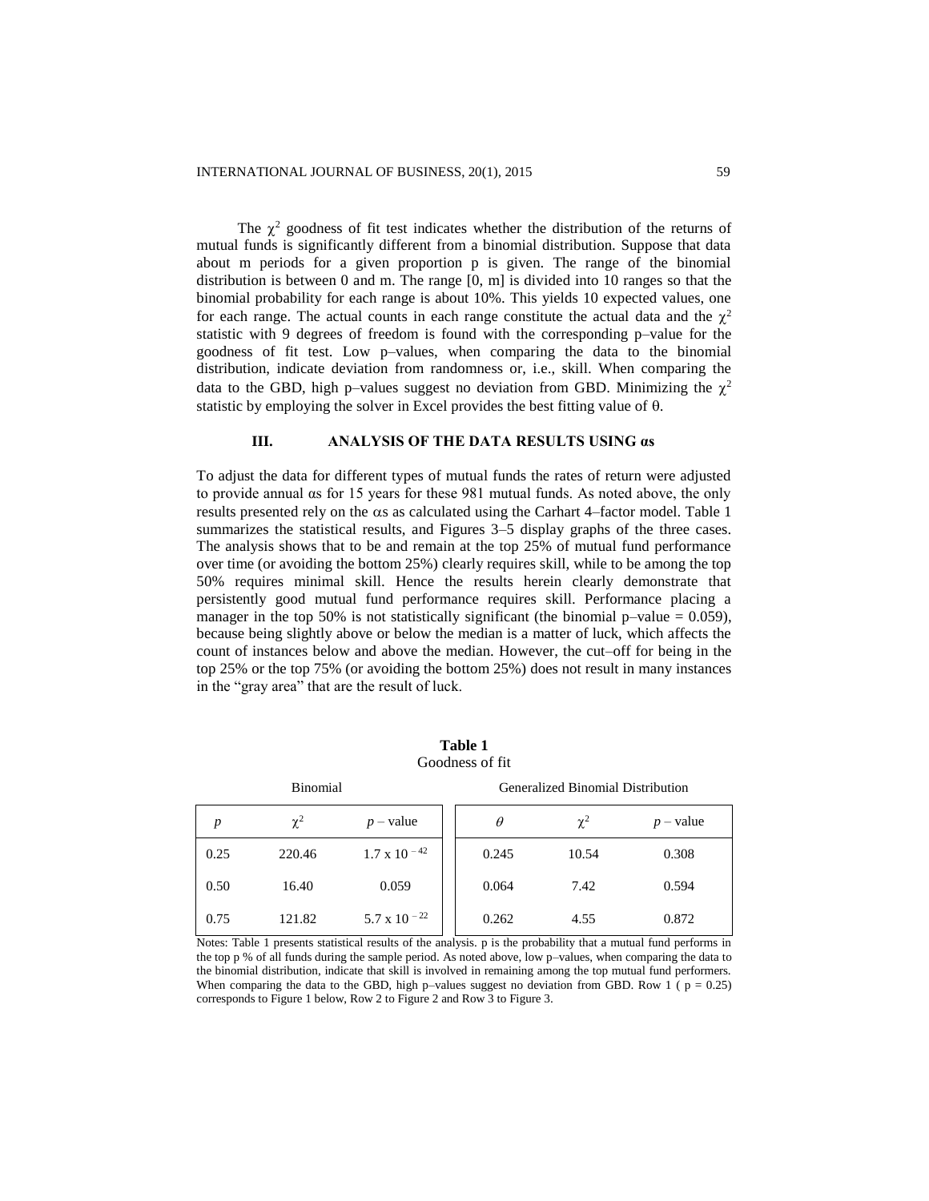The $\chi^2$ goodness of fit test indicates whether the distribution of the returns of mutual funds is significantly different from a binomial distribution. Suppose that data about m periods for a given proportion p is given. The range of the binomial distribution is between 0 and m. The range [0, m] is divided into 10 ranges so that the binomial probability for each range is about 10%. This yields 10 expected values, one for each range. The actual counts in each range constitute the actual data and the $\chi^2$ statistic with 9 degrees of freedom is found with the corresponding p–value for the goodness of fit test. Low p–values, when comparing the data to the binomial distribution, indicate deviation from randomness or, i.e., skill. When comparing the data to the GBD, high p–values suggest no deviation from GBD. Minimizing the $\chi^2$ statistic by employing the solver in Excel provides the best fitting value of $\theta$.

## III. ANALYSIS OF THE DATA RESULTS USING αs

To adjust the data for different types of mutual funds the rates of return were adjusted to provide annual αs for 15 years for these 981 mutual funds. As noted above, the only results presented rely on the αs as calculated using the Carhart 4–factor model. Table 1 summarizes the statistical results, and Figures 3–5 display graphs of the three cases. The analysis shows that to be and remain at the top 25% of mutual fund performance over time (or avoiding the bottom 25%) clearly requires skill, while to be among the top 50% requires minimal skill. Hence the results herein clearly demonstrate that persistently good mutual fund performance requires skill. Performance placing a manager in the top 50% is not statistically significant (the binomial p–value = 0.059), because being slightly above or below the median is a matter of luck, which affects the count of instances below and above the median. However, the cut–off for being in the top 25% or the top 75% (or avoiding the bottom 25%) does not result in many instances in the "gray area" that are the result of luck.

**Table 1**
Goodness of fit

| Binomial | | | Generalized Binomial Distribution | | |
|---|---|---|---|---|---|
| *p* | $\chi^2$ | *p* – value | $\theta$ | $\chi^2$ | *p* – value |
| 0.25 | 220.46 | $1.7 \times 10^{-42}$ | 0.245 | 10.54 | 0.308 |
| 0.50 | 16.40 | 0.059 | 0.064 | 7.42 | 0.594 |
| 0.75 | 121.82 | $5.7 \times 10^{-22}$ | 0.262 | 4.55 | 0.872 |

Notes: Table 1 presents statistical results of the analysis. p is the probability that a mutual fund performs in the top p % of all funds during the sample period. As noted above, low p–values, when comparing the data to the binomial distribution, indicate that skill is involved in remaining among the top mutual fund performers. When comparing the data to the GBD, high p–values suggest no deviation from GBD. Row 1 ( p = 0.25) corresponds to Figure 1 below, Row 2 to Figure 2 and Row 3 to Figure 3.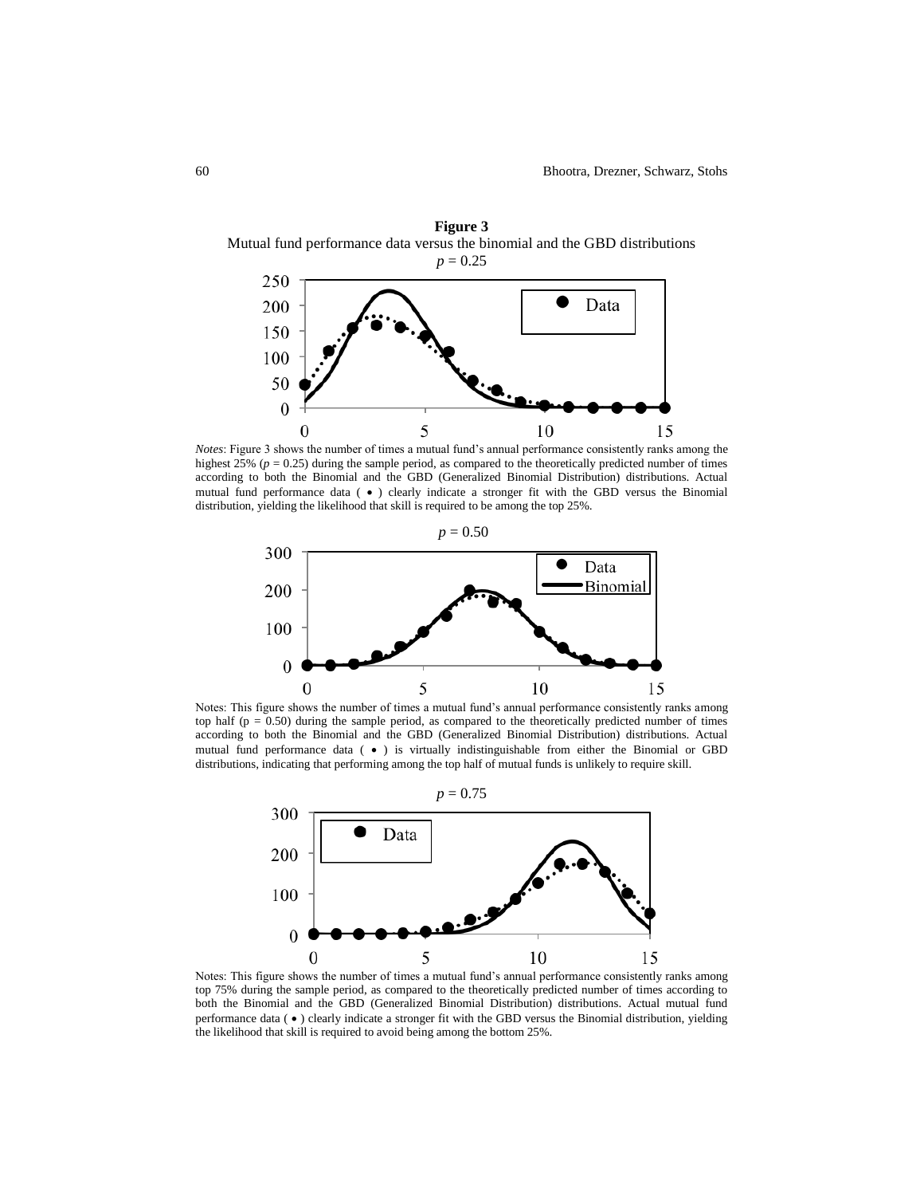**Figure 3**

Mutual fund performance data versus the binomial and the GBD distributions

$p = 0.25$

*Notes*: Figure 3 shows the number of times a mutual fund's annual performance consistently ranks among the highest 25% ($p = 0.25$) during the sample period, as compared to the theoretically predicted number of times according to both the Binomial and the GBD (Generalized Binomial Distribution) distributions. Actual mutual fund performance data ( • ) clearly indicate a stronger fit with the GBD versus the Binomial distribution, yielding the likelihood that skill is required to be among the top 25%.

$p = 0.50$

Notes: This figure shows the number of times a mutual fund's annual performance consistently ranks among top half ($p = 0.50$) during the sample period, as compared to the theoretically predicted number of times according to both the Binomial and the GBD (Generalized Binomial Distribution) distributions. Actual mutual fund performance data ( • ) is virtually indistinguishable from either the Binomial or GBD distributions, indicating that performing among the top half of mutual funds is unlikely to require skill.

$p = 0.75$

Notes: This figure shows the number of times a mutual fund's annual performance consistently ranks among top 75% during the sample period, as compared to the theoretically predicted number of times according to both the Binomial and the GBD (Generalized Binomial Distribution) distributions. Actual mutual fund performance data ( • ) clearly indicate a stronger fit with the GBD versus the Binomial distribution, yielding the likelihood that skill is required to avoid being among the bottom 25%.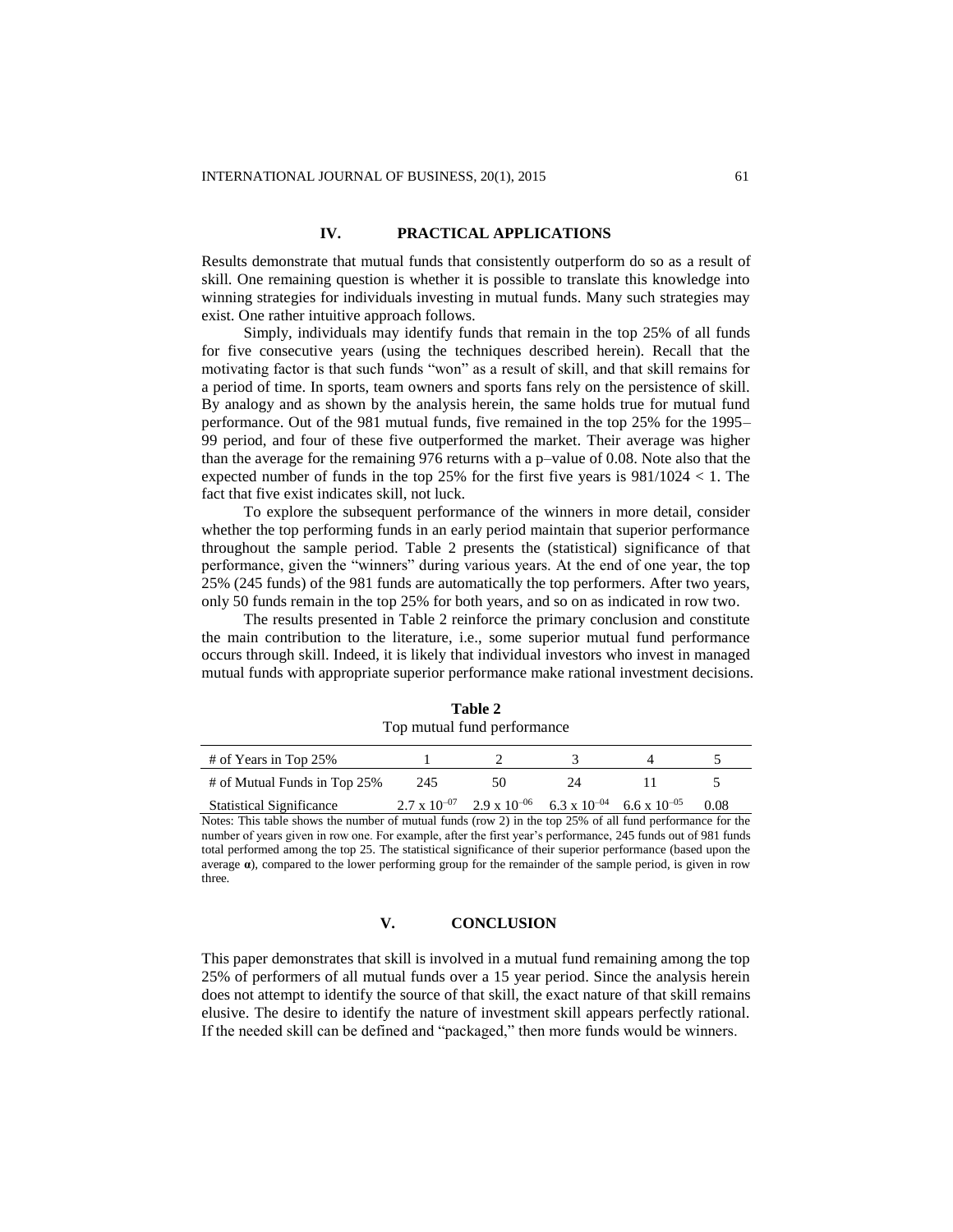## IV. PRACTICAL APPLICATIONS

Results demonstrate that mutual funds that consistently outperform do so as a result of skill. One remaining question is whether it is possible to translate this knowledge into winning strategies for individuals investing in mutual funds. Many such strategies may exist. One rather intuitive approach follows.

Simply, individuals may identify funds that remain in the top 25% of all funds for five consecutive years (using the techniques described herein). Recall that the motivating factor is that such funds "won" as a result of skill, and that skill remains for a period of time. In sports, team owners and sports fans rely on the persistence of skill. By analogy and as shown by the analysis herein, the same holds true for mutual fund performance. Out of the 981 mutual funds, five remained in the top 25% for the 1995–99 period, and four of these five outperformed the market. Their average was higher than the average for the remaining 976 returns with a p–value of 0.08. Note also that the expected number of funds in the top 25% for the first five years is $981/1024 < 1$. The fact that five exist indicates skill, not luck.

To explore the subsequent performance of the winners in more detail, consider whether the top performing funds in an early period maintain that superior performance throughout the sample period. Table 2 presents the (statistical) significance of that performance, given the "winners" during various years. At the end of one year, the top 25% (245 funds) of the 981 funds are automatically the top performers. After two years, only 50 funds remain in the top 25% for both years, and so on as indicated in row two.

The results presented in Table 2 reinforce the primary conclusion and constitute the main contribution to the literature, i.e., some superior mutual fund performance occurs through skill. Indeed, it is likely that individual investors who invest in managed mutual funds with appropriate superior performance make rational investment decisions.

**Table 2**
Top mutual fund performance

| # of Years in Top 25% | 1 | 2 | 3 | 4 | 5 |
|---|---|---|---|---|---|
| # of Mutual Funds in Top 25% | 245 | 50 | 24 | 11 | 5 |
| Statistical Significance | $2.7 \times 10^{-07}$ | $2.9 \times 10^{-06}$ | $6.3 \times 10^{-04}$ | $6.6 \times 10^{-05}$ | 0.08 |

Notes: This table shows the number of mutual funds (row 2) in the top 25% of all fund performance for the number of years given in row one. For example, after the first year's performance, 245 funds out of 981 funds total performed among the top 25. The statistical significance of their superior performance (based upon the average **α**), compared to the lower performing group for the remainder of the sample period, is given in row three.

## V. CONCLUSION

This paper demonstrates that skill is involved in a mutual fund remaining among the top 25% of performers of all mutual funds over a 15 year period. Since the analysis herein does not attempt to identify the source of that skill, the exact nature of that skill remains elusive. The desire to identify the nature of investment skill appears perfectly rational. If the needed skill can be defined and "packaged," then more funds would be winners.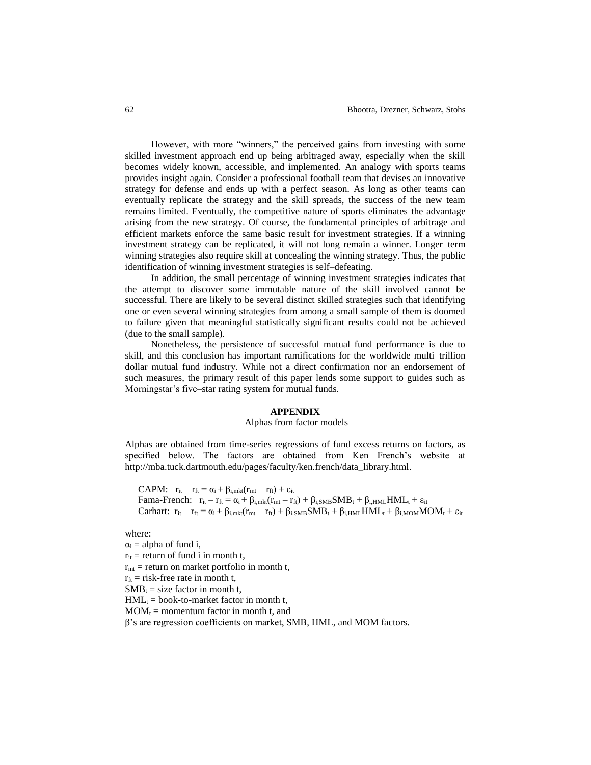However, with more "winners," the perceived gains from investing with some skilled investment approach end up being arbitraged away, especially when the skill becomes widely known, accessible, and implemented. An analogy with sports teams provides insight again. Consider a professional football team that devises an innovative strategy for defense and ends up with a perfect season. As long as other teams can eventually replicate the strategy and the skill spreads, the success of the new team remains limited. Eventually, the competitive nature of sports eliminates the advantage arising from the new strategy. Of course, the fundamental principles of arbitrage and efficient markets enforce the same basic result for investment strategies. If a winning investment strategy can be replicated, it will not long remain a winner. Longer–term winning strategies also require skill at concealing the winning strategy. Thus, the public identification of winning investment strategies is self–defeating.

In addition, the small percentage of winning investment strategies indicates that the attempt to discover some immutable nature of the skill involved cannot be successful. There are likely to be several distinct skilled strategies such that identifying one or even several winning strategies from among a small sample of them is doomed to failure given that meaningful statistically significant results could not be achieved (due to the small sample).

Nonetheless, the persistence of successful mutual fund performance is due to skill, and this conclusion has important ramifications for the worldwide multi–trillion dollar mutual fund industry. While not a direct confirmation nor an endorsement of such measures, the primary result of this paper lends some support to guides such as Morningstar's five–star rating system for mutual funds.

## APPENDIX

Alphas from factor models

Alphas are obtained from time-series regressions of fund excess returns on factors, as specified below. The factors are obtained from Ken French's website at http://mba.tuck.dartmouth.edu/pages/faculty/ken.french/data_library.html.

CAPM: $r_{it} - r_{ft} = \alpha_i + \beta_{i,mkt}(r_{mt} - r_{ft}) + \varepsilon_{it}$

Fama-French: $r_{it} - r_{ft} = \alpha_i + \beta_{i,mkt}(r_{mt} - r_{ft}) + \beta_{i,SMB}SMB_t + \beta_{i,HML}HML_t + \varepsilon_{it}$

Carhart: $r_{it} - r_{ft} = \alpha_i + \beta_{i,mkt}(r_{mt} - r_{ft}) + \beta_{i,SMB}SMB_t + \beta_{i,HML}HML_t + \beta_{i,MOM}MOM_t + \varepsilon_{it}$

where:
$\alpha_i$ = alpha of fund i,
$r_{it}$ = return of fund i in month t,
$r_{mt}$ = return on market portfolio in month t,
$r_{ft}$ = risk-free rate in month t,
$SMB_t$ = size factor in month t,
$HML_t$ = book-to-market factor in month t,
$MOM_t$ = momentum factor in month t, and
β's are regression coefficients on market, SMB, HML, and MOM factors.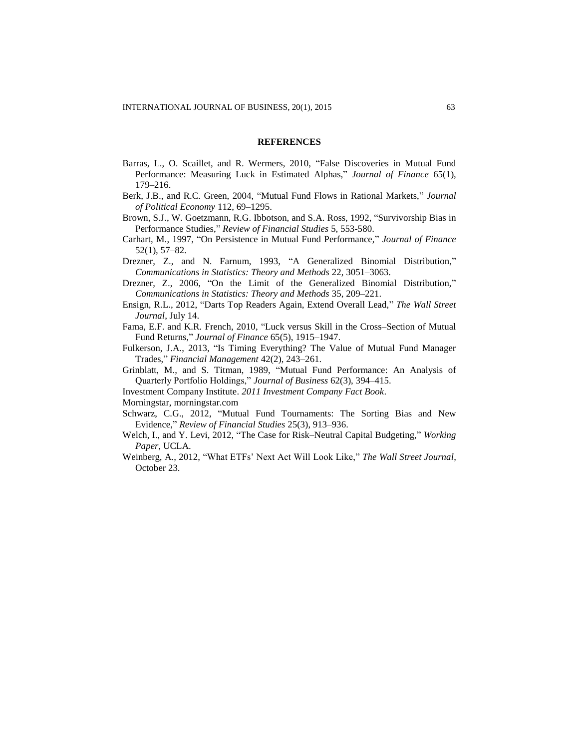## REFERENCES

Barras, L., O. Scaillet, and R. Wermers, 2010, "False Discoveries in Mutual Fund Performance: Measuring Luck in Estimated Alphas," *Journal of Finance* 65(1), 179–216.

Berk, J.B., and R.C. Green, 2004, "Mutual Fund Flows in Rational Markets," *Journal of Political Economy* 112, 69–1295.

Brown, S.J., W. Goetzmann, R.G. Ibbotson, and S.A. Ross, 1992, "Survivorship Bias in Performance Studies," *Review of Financial Studies* 5, 553-580.

Carhart, M., 1997, "On Persistence in Mutual Fund Performance," *Journal of Finance* 52(1), 57–82.

Drezner, Z., and N. Farnum, 1993, "A Generalized Binomial Distribution," *Communications in Statistics: Theory and Methods* 22, 3051–3063.

Drezner, Z., 2006, "On the Limit of the Generalized Binomial Distribution," *Communications in Statistics: Theory and Methods* 35, 209–221.

Ensign, R.L., 2012, "Darts Top Readers Again, Extend Overall Lead," *The Wall Street Journal*, July 14.

Fama, E.F. and K.R. French, 2010, "Luck versus Skill in the Cross–Section of Mutual Fund Returns," *Journal of Finance* 65(5), 1915–1947.

Fulkerson, J.A., 2013, "Is Timing Everything? The Value of Mutual Fund Manager Trades," *Financial Management* 42(2), 243–261.

Grinblatt, M., and S. Titman, 1989, "Mutual Fund Performance: An Analysis of Quarterly Portfolio Holdings," *Journal of Business* 62(3), 394–415.

Investment Company Institute. *2011 Investment Company Fact Book*.

Morningstar, morningstar.com

Schwarz, C.G., 2012, "Mutual Fund Tournaments: The Sorting Bias and New Evidence," *Review of Financial Studies* 25(3), 913–936.

Welch, I., and Y. Levi, 2012, "The Case for Risk–Neutral Capital Budgeting," *Working Paper*, UCLA.

Weinberg, A., 2012, "What ETFs' Next Act Will Look Like," *The Wall Street Journal*, October 23.